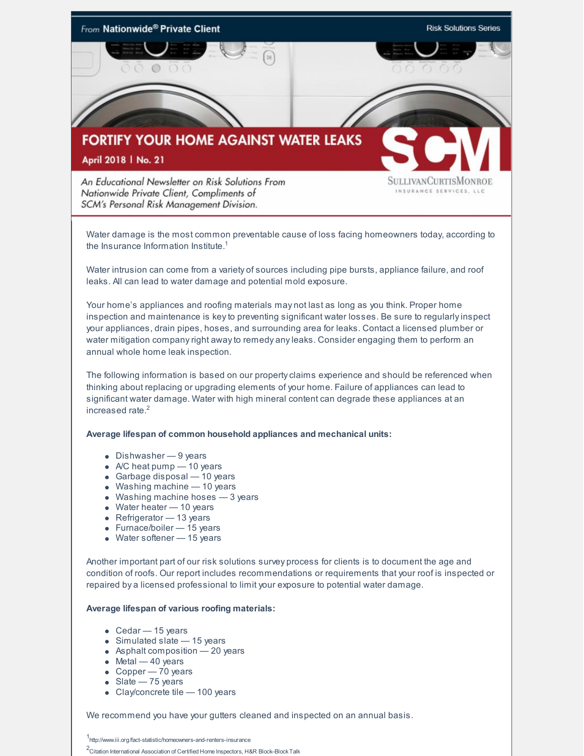From **Nationwide® Private Client** — Risk Solutions Series

# FORTIFY YOUR HOME AGAINST WATER LEAKS

**April 2018 | No. 21**

*An Educational Newsletter on Risk Solutions From Nationwide Private Client, Compliments of SCM's Personal Risk Management Division.*

SCM — SullivanCurtisMonroe Insurance Services, LLC

Water damage is the most common preventable cause of loss facing homeowners today, according to the Insurance Information Institute.[1]

Water intrusion can come from a variety of sources including pipe bursts, appliance failure, and roof leaks. All can lead to water damage and potential mold exposure.

Your home's appliances and roofing materials may not last as long as you think. Proper home inspection and maintenance is key to preventing significant water losses. Be sure to regularly inspect your appliances, drain pipes, hoses, and surrounding area for leaks. Contact a licensed plumber or water mitigation company right away to remedy any leaks. Consider engaging them to perform an annual whole home leak inspection.

The following information is based on our property claims experience and should be referenced when thinking about replacing or upgrading elements of your home. Failure of appliances can lead to significant water damage. Water with high mineral content can degrade these appliances at an increased rate.[2]

**Average lifespan of common household appliances and mechanical units:**

- Dishwasher — 9 years
- A/C heat pump — 10 years
- Garbage disposal — 10 years
- Washing machine — 10 years
- Washing machine hoses — 3 years
- Water heater — 10 years
- Refrigerator — 13 years
- Furnace/boiler — 15 years
- Water softener — 15 years

Another important part of our risk solutions survey process for clients is to document the age and condition of roofs. Our report includes recommendations or requirements that your roof is inspected or repaired by a licensed professional to limit your exposure to potential water damage.

**Average lifespan of various roofing materials:**

- Cedar — 15 years
- Simulated slate — 15 years
- Asphalt composition — 20 years
- Metal — 40 years
- Copper — 70 years
- Slate — 75 years
- Clay/concrete tile — 100 years

We recommend you have your gutters cleaned and inspected on an annual basis.

[1] http://www.iii.org/fact-statistic/homeowners-and-renters-insurance

[2] Citation International Association of Certified Home Inspectors, H&R Block-Block Talk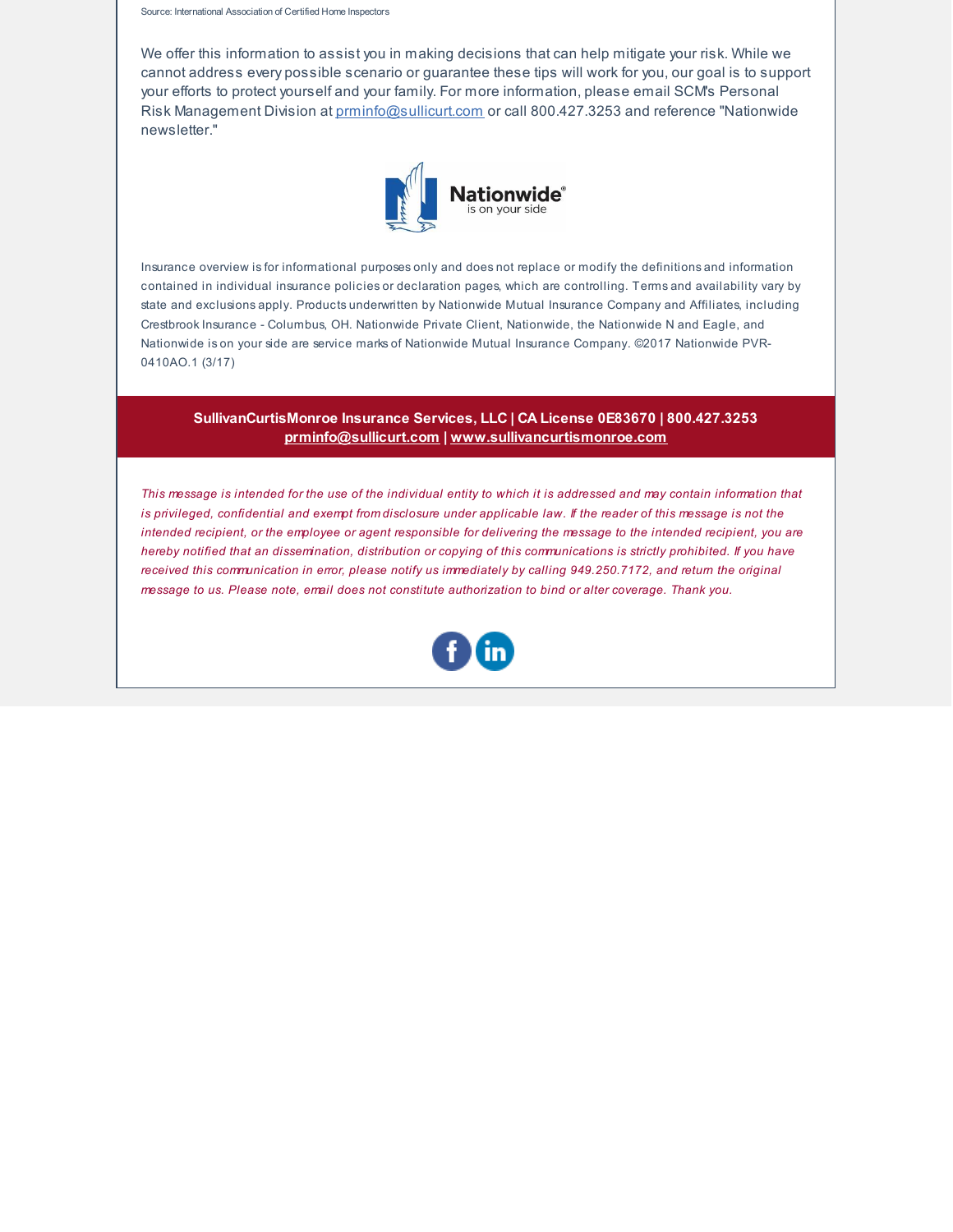Source: International Association of Certified Home Inspectors

We offer this information to assist you in making decisions that can help mitigate your risk. While we cannot address every possible scenario or guarantee these tips will work for you, our goal is to support your efforts to protect yourself and your family. For more information, please email SCM's Personal Risk Management Division at prminfo@sullicurt.com or call 800.427.3253 and reference "Nationwide newsletter."

Nationwide®
is on your side

Insurance overview is for informational purposes only and does not replace or modify the definitions and information contained in individual insurance policies or declaration pages, which are controlling. Terms and availability vary by state and exclusions apply. Products underwritten by Nationwide Mutual Insurance Company and Affiliates, including Crestbrook Insurance - Columbus, OH. Nationwide Private Client, Nationwide, the Nationwide N and Eagle, and Nationwide is on your side are service marks of Nationwide Mutual Insurance Company. ©2017 Nationwide PVR-0410AO.1 (3/17)

**SullivanCurtisMonroe Insurance Services, LLC | CA License 0E83670 | 800.427.3253**
**prminfo@sullicurt.com | www.sullivancurtismonroe.com**

*This message is intended for the use of the individual entity to which it is addressed and may contain information that is privileged, confidential and exempt from disclosure under applicable law. If the reader of this message is not the intended recipient, or the employee or agent responsible for delivering the message to the intended recipient, you are hereby notified that an dissemination, distribution or copying of this communications is strictly prohibited. If you have received this communication in error, please notify us immediately by calling 949.250.7172, and return the original message to us. Please note, email does not constitute authorization to bind or alter coverage. Thank you.*